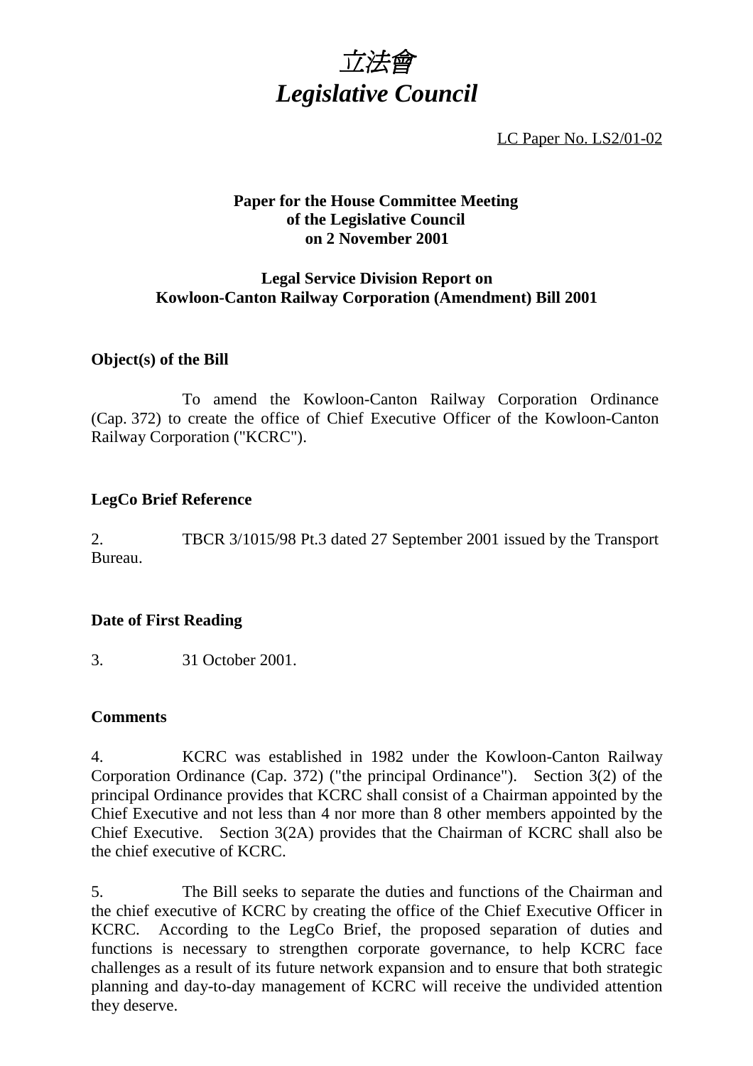# *立法會*
# *Legislative Council*

LC Paper No. LS2/01-02

**Paper for the House Committee Meeting of the Legislative Council on 2 November 2001**

**Legal Service Division Report on Kowloon-Canton Railway Corporation (Amendment) Bill 2001**

## Object(s) of the Bill

To amend the Kowloon-Canton Railway Corporation Ordinance (Cap. 372) to create the office of Chief Executive Officer of the Kowloon-Canton Railway Corporation ("KCRC").

## LegCo Brief Reference

2. TBCR 3/1015/98 Pt.3 dated 27 September 2001 issued by the Transport Bureau.

## Date of First Reading

3. 31 October 2001.

## Comments

4. KCRC was established in 1982 under the Kowloon-Canton Railway Corporation Ordinance (Cap. 372) ("the principal Ordinance"). Section 3(2) of the principal Ordinance provides that KCRC shall consist of a Chairman appointed by the Chief Executive and not less than 4 nor more than 8 other members appointed by the Chief Executive. Section 3(2A) provides that the Chairman of KCRC shall also be the chief executive of KCRC.

5. The Bill seeks to separate the duties and functions of the Chairman and the chief executive of KCRC by creating the office of the Chief Executive Officer in KCRC. According to the LegCo Brief, the proposed separation of duties and functions is necessary to strengthen corporate governance, to help KCRC face challenges as a result of its future network expansion and to ensure that both strategic planning and day-to-day management of KCRC will receive the undivided attention they deserve.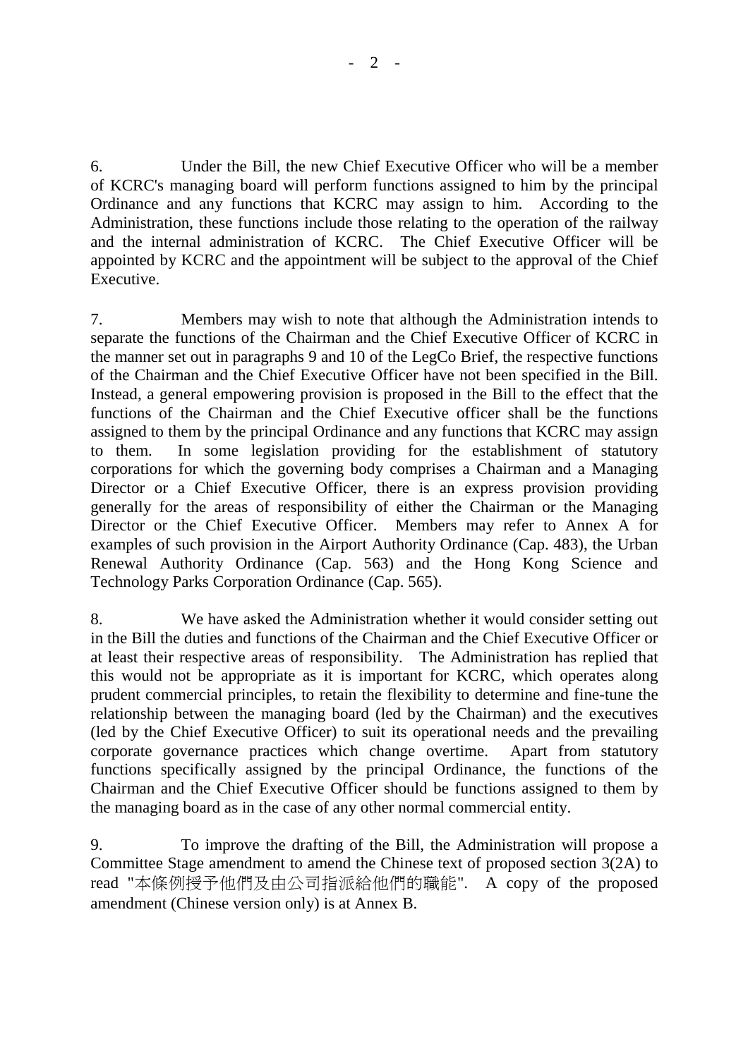6. Under the Bill, the new Chief Executive Officer who will be a member of KCRC's managing board will perform functions assigned to him by the principal Ordinance and any functions that KCRC may assign to him. According to the Administration, these functions include those relating to the operation of the railway and the internal administration of KCRC. The Chief Executive Officer will be appointed by KCRC and the appointment will be subject to the approval of the Chief Executive.

7. Members may wish to note that although the Administration intends to separate the functions of the Chairman and the Chief Executive Officer of KCRC in the manner set out in paragraphs 9 and 10 of the LegCo Brief, the respective functions of the Chairman and the Chief Executive Officer have not been specified in the Bill. Instead, a general empowering provision is proposed in the Bill to the effect that the functions of the Chairman and the Chief Executive officer shall be the functions assigned to them by the principal Ordinance and any functions that KCRC may assign to them. In some legislation providing for the establishment of statutory corporations for which the governing body comprises a Chairman and a Managing Director or a Chief Executive Officer, there is an express provision providing generally for the areas of responsibility of either the Chairman or the Managing Director or the Chief Executive Officer. Members may refer to Annex A for examples of such provision in the Airport Authority Ordinance (Cap. 483), the Urban Renewal Authority Ordinance (Cap. 563) and the Hong Kong Science and Technology Parks Corporation Ordinance (Cap. 565).

8. We have asked the Administration whether it would consider setting out in the Bill the duties and functions of the Chairman and the Chief Executive Officer or at least their respective areas of responsibility. The Administration has replied that this would not be appropriate as it is important for KCRC, which operates along prudent commercial principles, to retain the flexibility to determine and fine-tune the relationship between the managing board (led by the Chairman) and the executives (led by the Chief Executive Officer) to suit its operational needs and the prevailing corporate governance practices which change overtime. Apart from statutory functions specifically assigned by the principal Ordinance, the functions of the Chairman and the Chief Executive Officer should be functions assigned to them by the managing board as in the case of any other normal commercial entity.

9. To improve the drafting of the Bill, the Administration will propose a Committee Stage amendment to amend the Chinese text of proposed section 3(2A) to read "本條例授予他們及由公司指派給他們的職能". A copy of the proposed amendment (Chinese version only) is at Annex B.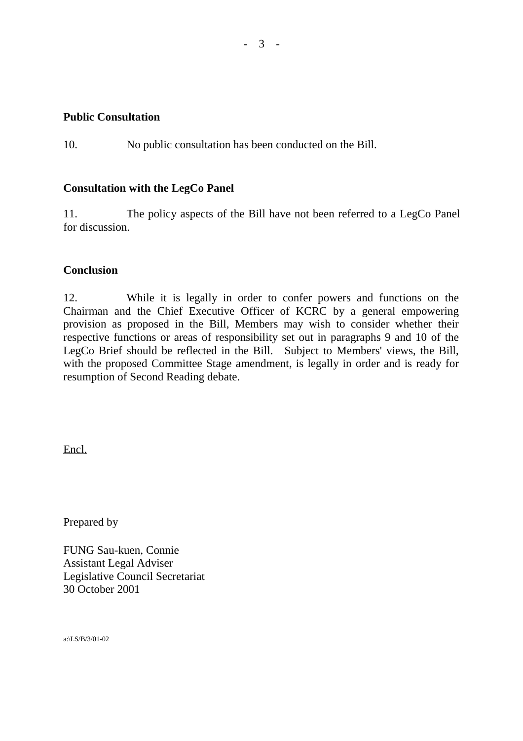**Public Consultation**

10. No public consultation has been conducted on the Bill.

**Consultation with the LegCo Panel**

11. The policy aspects of the Bill have not been referred to a LegCo Panel for discussion.

**Conclusion**

12. While it is legally in order to confer powers and functions on the Chairman and the Chief Executive Officer of KCRC by a general empowering provision as proposed in the Bill, Members may wish to consider whether their respective functions or areas of responsibility set out in paragraphs 9 and 10 of the LegCo Brief should be reflected in the Bill. Subject to Members' views, the Bill, with the proposed Committee Stage amendment, is legally in order and is ready for resumption of Second Reading debate.

Encl.

Prepared by

FUNG Sau-kuen, Connie
Assistant Legal Adviser
Legislative Council Secretariat
30 October 2001

a:\LS/B/3/01-02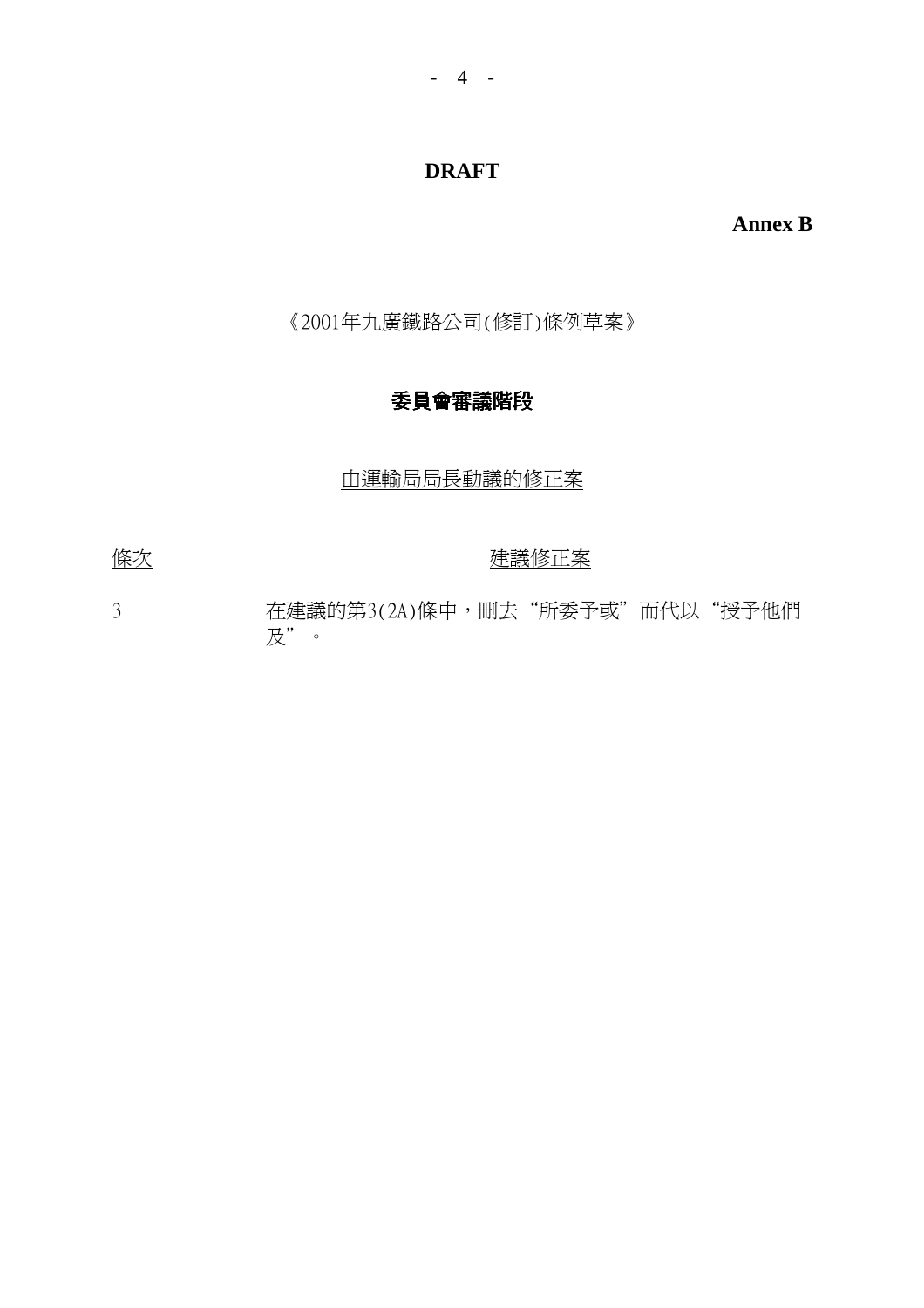**DRAFT**

**Annex B**

《2001年九廣鐵路公司(修訂)條例草案》

## 委員會審議階段

由運輸局局長動議的修正案

| 條次 | 建議修正案 |
| --- | --- |
| 3 | 在建議的第3(2A)條中，刪去“所委予或”而代以“授予他們及”。 |